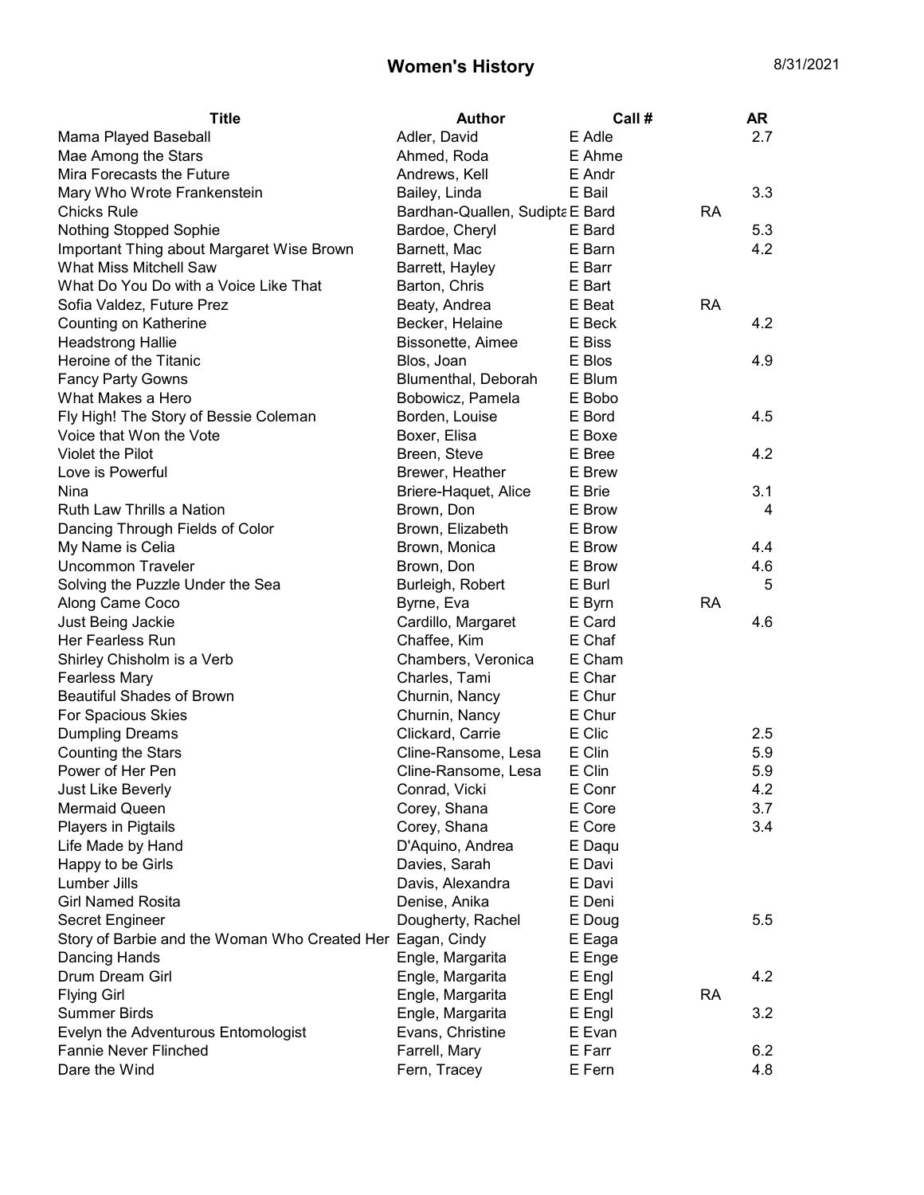# Women's History

8/31/2021

| Title | Author | Call # | AR |
| --- | --- | --- | --- |
| Mama Played Baseball | Adler, David | E Adle | 2.7 |
| Mae Among the Stars | Ahmed, Roda | E Ahme | |
| Mira Forecasts the Future | Andrews, Kell | E Andr | |
| Mary Who Wrote Frankenstein | Bailey, Linda | E Bail | 3.3 |
| Chicks Rule | Bardhan-Quallen, Sudipta | E Bard | RA |
| Nothing Stopped Sophie | Bardoe, Cheryl | E Bard | 5.3 |
| Important Thing about Margaret Wise Brown | Barnett, Mac | E Barn | 4.2 |
| What Miss Mitchell Saw | Barrett, Hayley | E Barr | |
| What Do You Do with a Voice Like That | Barton, Chris | E Bart | |
| Sofia Valdez, Future Prez | Beaty, Andrea | E Beat | RA |
| Counting on Katherine | Becker, Helaine | E Beck | 4.2 |
| Headstrong Hallie | Bissonette, Aimee | E Biss | |
| Heroine of the Titanic | Blos, Joan | E Blos | 4.9 |
| Fancy Party Gowns | Blumenthal, Deborah | E Blum | |
| What Makes a Hero | Bobowicz, Pamela | E Bobo | |
| Fly High! The Story of Bessie Coleman | Borden, Louise | E Bord | 4.5 |
| Voice that Won the Vote | Boxer, Elisa | E Boxe | |
| Violet the Pilot | Breen, Steve | E Bree | 4.2 |
| Love is Powerful | Brewer, Heather | E Brew | |
| Nina | Briere-Haquet, Alice | E Brie | 3.1 |
| Ruth Law Thrills a Nation | Brown, Don | E Brow | 4 |
| Dancing Through Fields of Color | Brown, Elizabeth | E Brow | |
| My Name is Celia | Brown, Monica | E Brow | 4.4 |
| Uncommon Traveler | Brown, Don | E Brow | 4.6 |
| Solving the Puzzle Under the Sea | Burleigh, Robert | E Burl | 5 |
| Along Came Coco | Byrne, Eva | E Byrn | RA |
| Just Being Jackie | Cardillo, Margaret | E Card | 4.6 |
| Her Fearless Run | Chaffee, Kim | E Chaf | |
| Shirley Chisholm is a Verb | Chambers, Veronica | E Cham | |
| Fearless Mary | Charles, Tami | E Char | |
| Beautiful Shades of Brown | Churnin, Nancy | E Chur | |
| For Spacious Skies | Churnin, Nancy | E Chur | |
| Dumpling Dreams | Clickard, Carrie | E Clic | 2.5 |
| Counting the Stars | Cline-Ransome, Lesa | E Clin | 5.9 |
| Power of Her Pen | Cline-Ransome, Lesa | E Clin | 5.9 |
| Just Like Beverly | Conrad, Vicki | E Conr | 4.2 |
| Mermaid Queen | Corey, Shana | E Core | 3.7 |
| Players in Pigtails | Corey, Shana | E Core | 3.4 |
| Life Made by Hand | D'Aquino, Andrea | E Daqu | |
| Happy to be Girls | Davies, Sarah | E Davi | |
| Lumber Jills | Davis, Alexandra | E Davi | |
| Girl Named Rosita | Denise, Anika | E Deni | |
| Secret Engineer | Dougherty, Rachel | E Doug | 5.5 |
| Story of Barbie and the Woman Who Created Her | Eagan, Cindy | E Eaga | |
| Dancing Hands | Engle, Margarita | E Enge | |
| Drum Dream Girl | Engle, Margarita | E Engl | 4.2 |
| Flying Girl | Engle, Margarita | E Engl | RA |
| Summer Birds | Engle, Margarita | E Engl | 3.2 |
| Evelyn the Adventurous Entomologist | Evans, Christine | E Evan | |
| Fannie Never Flinched | Farrell, Mary | E Farr | 6.2 |
| Dare the Wind | Fern, Tracey | E Fern | 4.8 |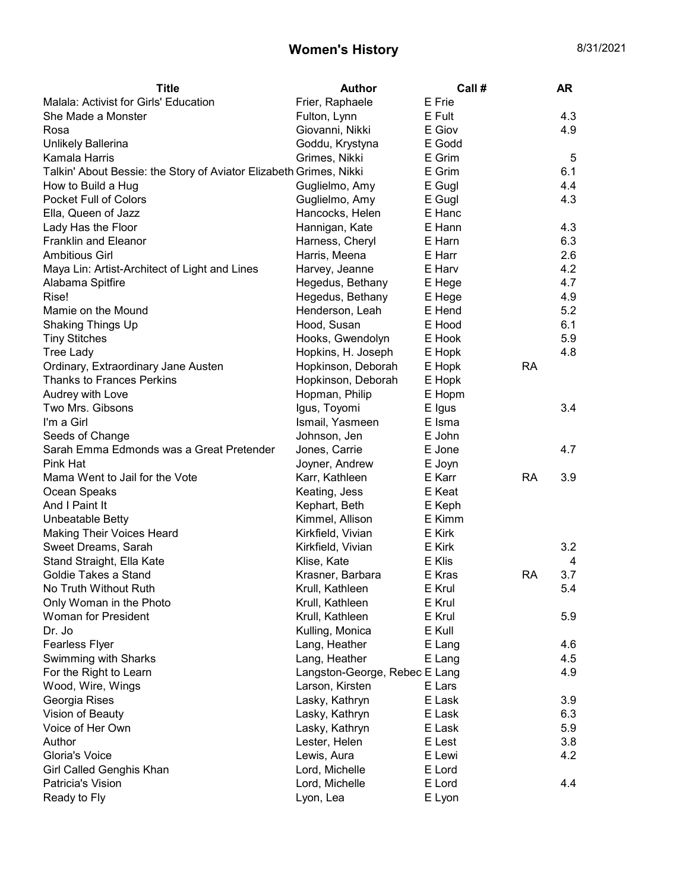# Women's History

8/31/2021

| Title | Author | Call # | | AR |
|---|---|---|---|---|
| Malala: Activist for Girls' Education | Frier, Raphaele | E Frie | | |
| She Made a Monster | Fulton, Lynn | E Fult | | 4.3 |
| Rosa | Giovanni, Nikki | E Giov | | 4.9 |
| Unlikely Ballerina | Goddu, Krystyna | E Godd | | |
| Kamala Harris | Grimes, Nikki | E Grim | | 5 |
| Talkin' About Bessie: the Story of Aviator Elizabeth | Grimes, Nikki | E Grim | | 6.1 |
| How to Build a Hug | Guglielmo, Amy | E Gugl | | 4.4 |
| Pocket Full of Colors | Guglielmo, Amy | E Gugl | | 4.3 |
| Ella, Queen of Jazz | Hancocks, Helen | E Hanc | | |
| Lady Has the Floor | Hannigan, Kate | E Hann | | 4.3 |
| Franklin and Eleanor | Harness, Cheryl | E Harn | | 6.3 |
| Ambitious Girl | Harris, Meena | E Harr | | 2.6 |
| Maya Lin: Artist-Architect of Light and Lines | Harvey, Jeanne | E Harv | | 4.2 |
| Alabama Spitfire | Hegedus, Bethany | E Hege | | 4.7 |
| Rise! | Hegedus, Bethany | E Hege | | 4.9 |
| Mamie on the Mound | Henderson, Leah | E Hend | | 5.2 |
| Shaking Things Up | Hood, Susan | E Hood | | 6.1 |
| Tiny Stitches | Hooks, Gwendolyn | E Hook | | 5.9 |
| Tree Lady | Hopkins, H. Joseph | E Hopk | | 4.8 |
| Ordinary, Extraordinary Jane Austen | Hopkinson, Deborah | E Hopk | RA | |
| Thanks to Frances Perkins | Hopkinson, Deborah | E Hopk | | |
| Audrey with Love | Hopman, Philip | E Hopm | | |
| Two Mrs. Gibsons | Igus, Toyomi | E Igus | | 3.4 |
| I'm a Girl | Ismail, Yasmeen | E Isma | | |
| Seeds of Change | Johnson, Jen | E John | | |
| Sarah Emma Edmonds was a Great Pretender | Jones, Carrie | E Jone | | 4.7 |
| Pink Hat | Joyner, Andrew | E Joyn | | |
| Mama Went to Jail for the Vote | Karr, Kathleen | E Karr | RA | 3.9 |
| Ocean Speaks | Keating, Jess | E Keat | | |
| And I Paint It | Kephart, Beth | E Keph | | |
| Unbeatable Betty | Kimmel, Allison | E Kimm | | |
| Making Their Voices Heard | Kirkfield, Vivian | E Kirk | | |
| Sweet Dreams, Sarah | Kirkfield, Vivian | E Kirk | | 3.2 |
| Stand Straight, Ella Kate | Klise, Kate | E Klis | | 4 |
| Goldie Takes a Stand | Krasner, Barbara | E Kras | RA | 3.7 |
| No Truth Without Ruth | Krull, Kathleen | E Krul | | 5.4 |
| Only Woman in the Photo | Krull, Kathleen | E Krul | | |
| Woman for President | Krull, Kathleen | E Krul | | 5.9 |
| Dr. Jo | Kulling, Monica | E Kull | | |
| Fearless Flyer | Lang, Heather | E Lang | | 4.6 |
| Swimming with Sharks | Lang, Heather | E Lang | | 4.5 |
| For the Right to Learn | Langston-George, Rebec | E Lang | | 4.9 |
| Wood, Wire, Wings | Larson, Kirsten | E Lars | | |
| Georgia Rises | Lasky, Kathryn | E Lask | | 3.9 |
| Vision of Beauty | Lasky, Kathryn | E Lask | | 6.3 |
| Voice of Her Own | Lasky, Kathryn | E Lask | | 5.9 |
| Author | Lester, Helen | E Lest | | 3.8 |
| Gloria's Voice | Lewis, Aura | E Lewi | | 4.2 |
| Girl Called Genghis Khan | Lord, Michelle | E Lord | | |
| Patricia's Vision | Lord, Michelle | E Lord | | 4.4 |
| Ready to Fly | Lyon, Lea | E Lyon | | |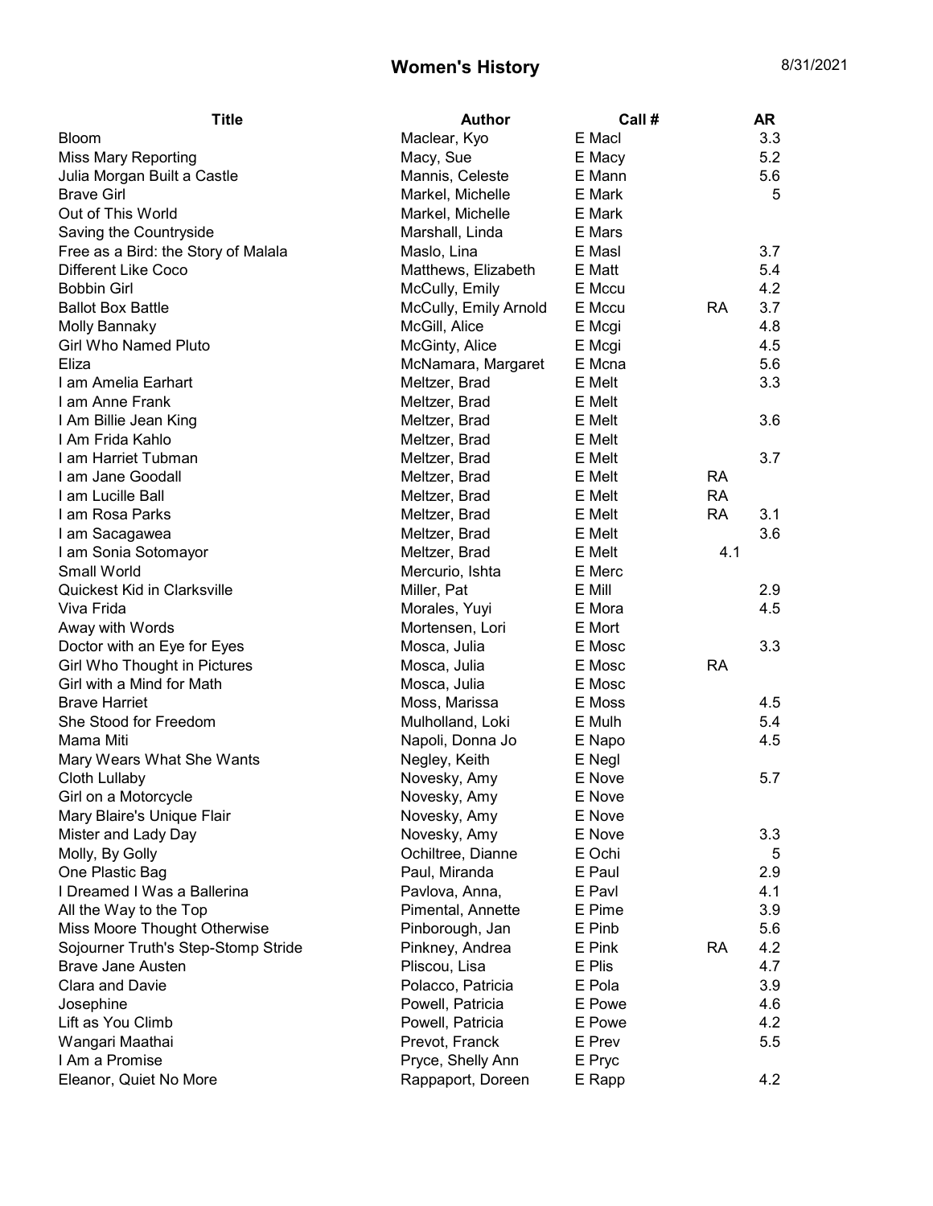# Women's History

| Title | Author | Call # | | AR |
|---|---|---|---|---|
| Bloom | Maclear, Kyo | E Macl | | 3.3 |
| Miss Mary Reporting | Macy, Sue | E Macy | | 5.2 |
| Julia Morgan Built a Castle | Mannis, Celeste | E Mann | | 5.6 |
| Brave Girl | Markel, Michelle | E Mark | | 5 |
| Out of This World | Markel, Michelle | E Mark | | |
| Saving the Countryside | Marshall, Linda | E Mars | | |
| Free as a Bird: the Story of Malala | Maslo, Lina | E Masl | | 3.7 |
| Different Like Coco | Matthews, Elizabeth | E Matt | | 5.4 |
| Bobbin Girl | McCully, Emily | E Mccu | | 4.2 |
| Ballot Box Battle | McCully, Emily Arnold | E Mccu | RA | 3.7 |
| Molly Bannaky | McGill, Alice | E Mcgi | | 4.8 |
| Girl Who Named Pluto | McGinty, Alice | E Mcgi | | 4.5 |
| Eliza | McNamara, Margaret | E Mcna | | 5.6 |
| I am Amelia Earhart | Meltzer, Brad | E Melt | | 3.3 |
| I am Anne Frank | Meltzer, Brad | E Melt | | |
| I Am Billie Jean King | Meltzer, Brad | E Melt | | 3.6 |
| I Am Frida Kahlo | Meltzer, Brad | E Melt | | |
| I am Harriet Tubman | Meltzer, Brad | E Melt | | 3.7 |
| I am Jane Goodall | Meltzer, Brad | E Melt | RA | |
| I am Lucille Ball | Meltzer, Brad | E Melt | RA | |
| I am Rosa Parks | Meltzer, Brad | E Melt | RA | 3.1 |
| I am Sacagawea | Meltzer, Brad | E Melt | | 3.6 |
| I am Sonia Sotomayor | Meltzer, Brad | E Melt | 4.1 | |
| Small World | Mercurio, Ishta | E Merc | | |
| Quickest Kid in Clarksville | Miller, Pat | E Mill | | 2.9 |
| Viva Frida | Morales, Yuyi | E Mora | | 4.5 |
| Away with Words | Mortensen, Lori | E Mort | | |
| Doctor with an Eye for Eyes | Mosca, Julia | E Mosc | | 3.3 |
| Girl Who Thought in Pictures | Mosca, Julia | E Mosc | RA | |
| Girl with a Mind for Math | Mosca, Julia | E Mosc | | |
| Brave Harriet | Moss, Marissa | E Moss | | 4.5 |
| She Stood for Freedom | Mulholland, Loki | E Mulh | | 5.4 |
| Mama Miti | Napoli, Donna Jo | E Napo | | 4.5 |
| Mary Wears What She Wants | Negley, Keith | E Negl | | |
| Cloth Lullaby | Novesky, Amy | E Nove | | 5.7 |
| Girl on a Motorcycle | Novesky, Amy | E Nove | | |
| Mary Blaire's Unique Flair | Novesky, Amy | E Nove | | |
| Mister and Lady Day | Novesky, Amy | E Nove | | 3.3 |
| Molly, By Golly | Ochiltree, Dianne | E Ochi | | 5 |
| One Plastic Bag | Paul, Miranda | E Paul | | 2.9 |
| I Dreamed I Was a Ballerina | Pavlova, Anna, | E Pavl | | 4.1 |
| All the Way to the Top | Pimental, Annette | E Pime | | 3.9 |
| Miss Moore Thought Otherwise | Pinborough, Jan | E Pinb | | 5.6 |
| Sojourner Truth's Step-Stomp Stride | Pinkney, Andrea | E Pink | RA | 4.2 |
| Brave Jane Austen | Pliscou, Lisa | E Plis | | 4.7 |
| Clara and Davie | Polacco, Patricia | E Pola | | 3.9 |
| Josephine | Powell, Patricia | E Powe | | 4.6 |
| Lift as You Climb | Powell, Patricia | E Powe | | 4.2 |
| Wangari Maathai | Prevot, Franck | E Prev | | 5.5 |
| I Am a Promise | Pryce, Shelly Ann | E Pryc | | |
| Eleanor, Quiet No More | Rappaport, Doreen | E Rapp | | 4.2 |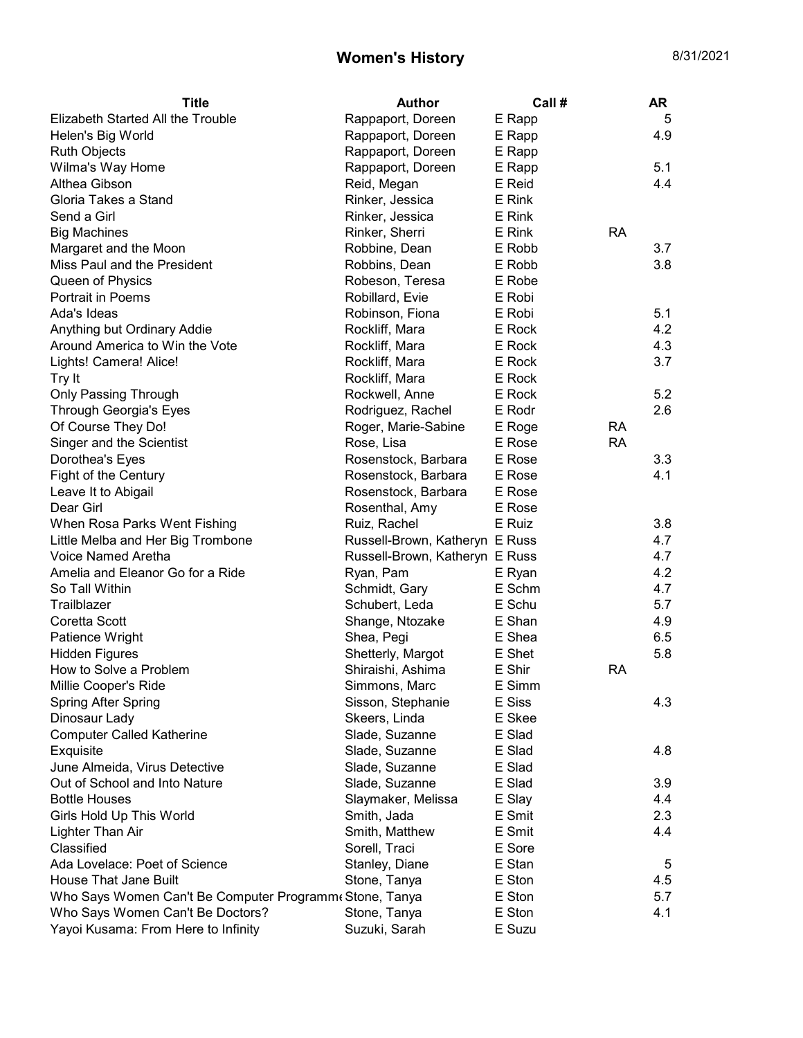## Women's History

8/31/2021

| Title | Author | Call # | | AR |
|---|---|---|---|---|
| Elizabeth Started All the Trouble | Rappaport, Doreen | E Rapp | | 5 |
| Helen's Big World | Rappaport, Doreen | E Rapp | | 4.9 |
| Ruth Objects | Rappaport, Doreen | E Rapp | | |
| Wilma's Way Home | Rappaport, Doreen | E Rapp | | 5.1 |
| Althea Gibson | Reid, Megan | E Reid | | 4.4 |
| Gloria Takes a Stand | Rinker, Jessica | E Rink | | |
| Send a Girl | Rinker, Jessica | E Rink | | |
| Big Machines | Rinker, Sherri | E Rink | RA | |
| Margaret and the Moon | Robbine, Dean | E Robb | | 3.7 |
| Miss Paul and the President | Robbins, Dean | E Robb | | 3.8 |
| Queen of Physics | Robeson, Teresa | E Robe | | |
| Portrait in Poems | Robillard, Evie | E Robi | | |
| Ada's Ideas | Robinson, Fiona | E Robi | | 5.1 |
| Anything but Ordinary Addie | Rockliff, Mara | E Rock | | 4.2 |
| Around America to Win the Vote | Rockliff, Mara | E Rock | | 4.3 |
| Lights! Camera! Alice! | Rockliff, Mara | E Rock | | 3.7 |
| Try It | Rockliff, Mara | E Rock | | |
| Only Passing Through | Rockwell, Anne | E Rock | | 5.2 |
| Through Georgia's Eyes | Rodriguez, Rachel | E Rodr | | 2.6 |
| Of Course They Do! | Roger, Marie-Sabine | E Roge | RA | |
| Singer and the Scientist | Rose, Lisa | E Rose | RA | |
| Dorothea's Eyes | Rosenstock, Barbara | E Rose | | 3.3 |
| Fight of the Century | Rosenstock, Barbara | E Rose | | 4.1 |
| Leave It to Abigail | Rosenstock, Barbara | E Rose | | |
| Dear Girl | Rosenthal, Amy | E Rose | | |
| When Rosa Parks Went Fishing | Ruiz, Rachel | E Ruiz | | 3.8 |
| Little Melba and Her Big Trombone | Russell-Brown, Katheryn | E Russ | | 4.7 |
| Voice Named Aretha | Russell-Brown, Katheryn | E Russ | | 4.7 |
| Amelia and Eleanor Go for a Ride | Ryan, Pam | E Ryan | | 4.2 |
| So Tall Within | Schmidt, Gary | E Schm | | 4.7 |
| Trailblazer | Schubert, Leda | E Schu | | 5.7 |
| Coretta Scott | Shange, Ntozake | E Shan | | 4.9 |
| Patience Wright | Shea, Pegi | E Shea | | 6.5 |
| Hidden Figures | Shetterly, Margot | E Shet | | 5.8 |
| How to Solve a Problem | Shiraishi, Ashima | E Shir | RA | |
| Millie Cooper's Ride | Simmons, Marc | E Simm | | |
| Spring After Spring | Sisson, Stephanie | E Siss | | 4.3 |
| Dinosaur Lady | Skeers, Linda | E Skee | | |
| Computer Called Katherine | Slade, Suzanne | E Slad | | |
| Exquisite | Slade, Suzanne | E Slad | | 4.8 |
| June Almeida, Virus Detective | Slade, Suzanne | E Slad | | |
| Out of School and Into Nature | Slade, Suzanne | E Slad | | 3.9 |
| Bottle Houses | Slaymaker, Melissa | E Slay | | 4.4 |
| Girls Hold Up This World | Smith, Jada | E Smit | | 2.3 |
| Lighter Than Air | Smith, Matthew | E Smit | | 4.4 |
| Classified | Sorell, Traci | E Sore | | |
| Ada Lovelace: Poet of Science | Stanley, Diane | E Stan | | 5 |
| House That Jane Built | Stone, Tanya | E Ston | | 4.5 |
| Who Says Women Can't Be Computer Programm | Stone, Tanya | E Ston | | 5.7 |
| Who Says Women Can't Be Doctors? | Stone, Tanya | E Ston | | 4.1 |
| Yayoi Kusama: From Here to Infinity | Suzuki, Sarah | E Suzu | | |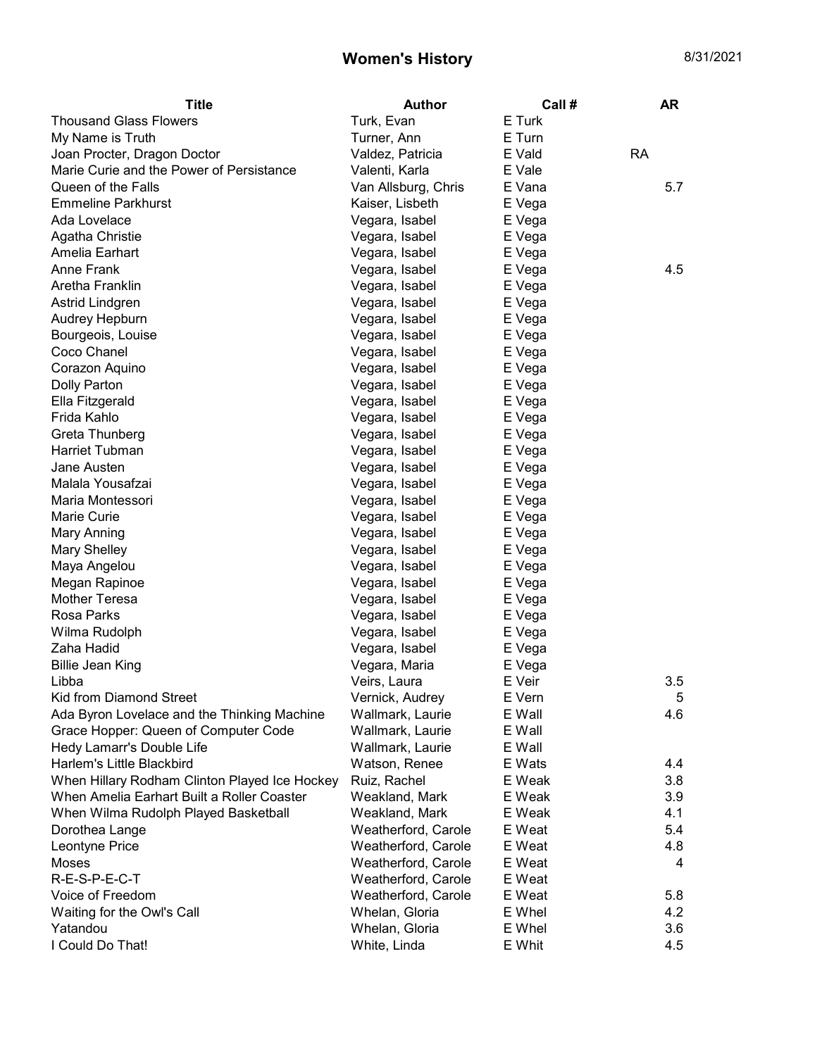# Women's History

8/31/2021

| Title | Author | Call # | AR |
|---|---|---|---|
| Thousand Glass Flowers | Turk, Evan | E Turk | |
| My Name is Truth | Turner, Ann | E Turn | |
| Joan Procter, Dragon Doctor | Valdez, Patricia | E Vald | RA |
| Marie Curie and the Power of Persistance | Valenti, Karla | E Vale | |
| Queen of the Falls | Van Allsburg, Chris | E Vana | 5.7 |
| Emmeline Parkhurst | Kaiser, Lisbeth | E Vega | |
| Ada Lovelace | Vegara, Isabel | E Vega | |
| Agatha Christie | Vegara, Isabel | E Vega | |
| Amelia Earhart | Vegara, Isabel | E Vega | |
| Anne Frank | Vegara, Isabel | E Vega | 4.5 |
| Aretha Franklin | Vegara, Isabel | E Vega | |
| Astrid Lindgren | Vegara, Isabel | E Vega | |
| Audrey Hepburn | Vegara, Isabel | E Vega | |
| Bourgeois, Louise | Vegara, Isabel | E Vega | |
| Coco Chanel | Vegara, Isabel | E Vega | |
| Corazon Aquino | Vegara, Isabel | E Vega | |
| Dolly Parton | Vegara, Isabel | E Vega | |
| Ella Fitzgerald | Vegara, Isabel | E Vega | |
| Frida Kahlo | Vegara, Isabel | E Vega | |
| Greta Thunberg | Vegara, Isabel | E Vega | |
| Harriet Tubman | Vegara, Isabel | E Vega | |
| Jane Austen | Vegara, Isabel | E Vega | |
| Malala Yousafzai | Vegara, Isabel | E Vega | |
| Maria Montessori | Vegara, Isabel | E Vega | |
| Marie Curie | Vegara, Isabel | E Vega | |
| Mary Anning | Vegara, Isabel | E Vega | |
| Mary Shelley | Vegara, Isabel | E Vega | |
| Maya Angelou | Vegara, Isabel | E Vega | |
| Megan Rapinoe | Vegara, Isabel | E Vega | |
| Mother Teresa | Vegara, Isabel | E Vega | |
| Rosa Parks | Vegara, Isabel | E Vega | |
| Wilma Rudolph | Vegara, Isabel | E Vega | |
| Zaha Hadid | Vegara, Isabel | E Vega | |
| Billie Jean King | Vegara, Maria | E Vega | |
| Libba | Veirs, Laura | E Veir | 3.5 |
| Kid from Diamond Street | Vernick, Audrey | E Vern | 5 |
| Ada Byron Lovelace and the Thinking Machine | Wallmark, Laurie | E Wall | 4.6 |
| Grace Hopper: Queen of Computer Code | Wallmark, Laurie | E Wall | |
| Hedy Lamarr's Double Life | Wallmark, Laurie | E Wall | |
| Harlem's Little Blackbird | Watson, Renee | E Wats | 4.4 |
| When Hillary Rodham Clinton Played Ice Hockey | Ruiz, Rachel | E Weak | 3.8 |
| When Amelia Earhart Built a Roller Coaster | Weakland, Mark | E Weak | 3.9 |
| When Wilma Rudolph Played Basketball | Weakland, Mark | E Weak | 4.1 |
| Dorothea Lange | Weatherford, Carole | E Weat | 5.4 |
| Leontyne Price | Weatherford, Carole | E Weat | 4.8 |
| Moses | Weatherford, Carole | E Weat | 4 |
| R-E-S-P-E-C-T | Weatherford, Carole | E Weat | |
| Voice of Freedom | Weatherford, Carole | E Weat | 5.8 |
| Waiting for the Owl's Call | Whelan, Gloria | E Whel | 4.2 |
| Yatandou | Whelan, Gloria | E Whel | 3.6 |
| I Could Do That! | White, Linda | E Whit | 4.5 |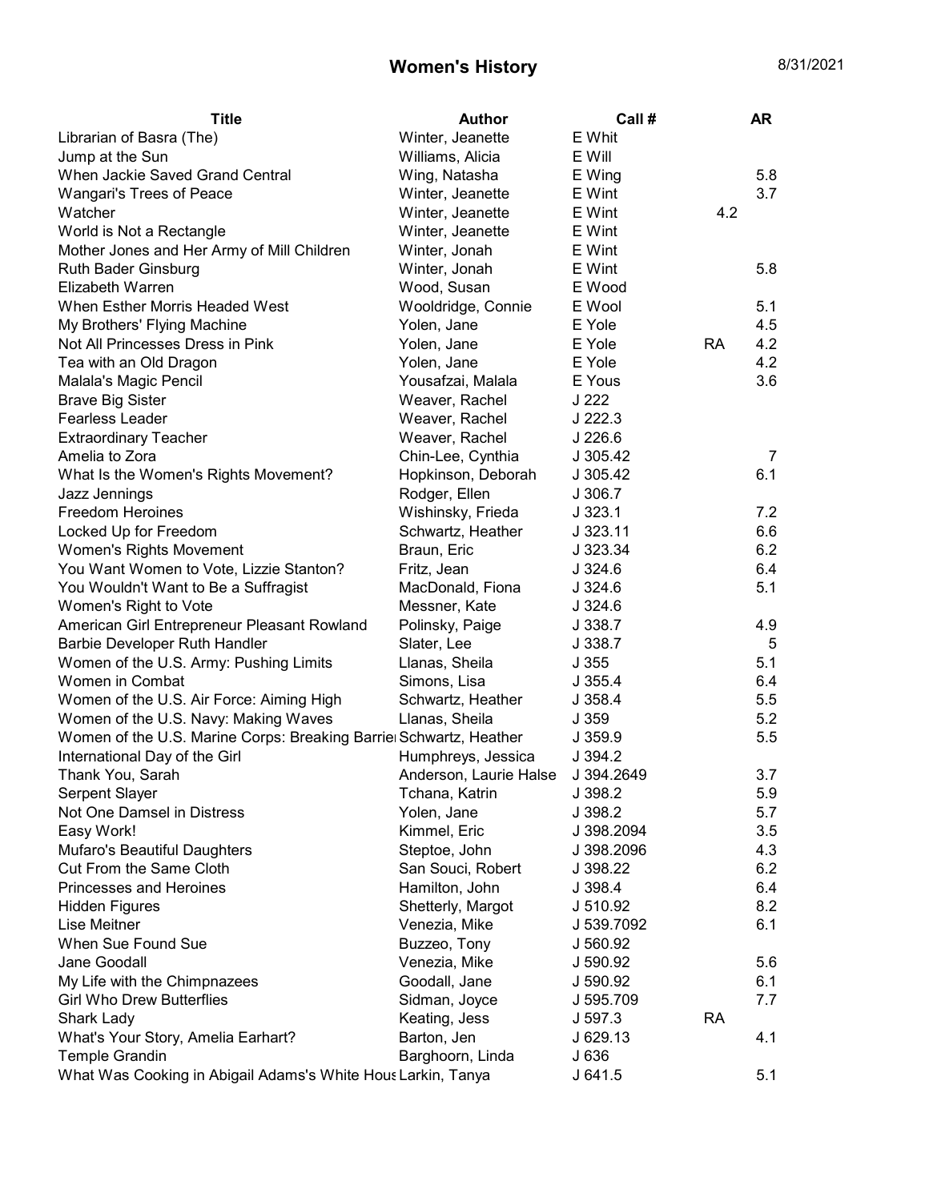| Title | Author | Call # | | AR |
|---|---|---|---|---|
| Librarian of Basra (The) | Winter, Jeanette | E Whit | | |
| Jump at the Sun | Williams, Alicia | E Will | | |
| When Jackie Saved Grand Central | Wing, Natasha | E Wing | | 5.8 |
| Wangari's Trees of Peace | Winter, Jeanette | E Wint | | 3.7 |
| Watcher | Winter, Jeanette | E Wint | 4.2 | |
| World is Not a Rectangle | Winter, Jeanette | E Wint | | |
| Mother Jones and Her Army of Mill Children | Winter, Jonah | E Wint | | |
| Ruth Bader Ginsburg | Winter, Jonah | E Wint | | 5.8 |
| Elizabeth Warren | Wood, Susan | E Wood | | |
| When Esther Morris Headed West | Wooldridge, Connie | E Wool | | 5.1 |
| My Brothers' Flying Machine | Yolen, Jane | E Yole | | 4.5 |
| Not All Princesses Dress in Pink | Yolen, Jane | E Yole | RA | 4.2 |
| Tea with an Old Dragon | Yolen, Jane | E Yole | | 4.2 |
| Malala's Magic Pencil | Yousafzai, Malala | E Yous | | 3.6 |
| Brave Big Sister | Weaver, Rachel | J 222 | | |
| Fearless Leader | Weaver, Rachel | J 222.3 | | |
| Extraordinary Teacher | Weaver, Rachel | J 226.6 | | |
| Amelia to Zora | Chin-Lee, Cynthia | J 305.42 | | 7 |
| What Is the Women's Rights Movement? | Hopkinson, Deborah | J 305.42 | | 6.1 |
| Jazz Jennings | Rodger, Ellen | J 306.7 | | |
| Freedom Heroines | Wishinsky, Frieda | J 323.1 | | 7.2 |
| Locked Up for Freedom | Schwartz, Heather | J 323.11 | | 6.6 |
| Women's Rights Movement | Braun, Eric | J 323.34 | | 6.2 |
| You Want Women to Vote, Lizzie Stanton? | Fritz, Jean | J 324.6 | | 6.4 |
| You Wouldn't Want to Be a Suffragist | MacDonald, Fiona | J 324.6 | | 5.1 |
| Women's Right to Vote | Messner, Kate | J 324.6 | | |
| American Girl Entrepreneur Pleasant Rowland | Polinsky, Paige | J 338.7 | | 4.9 |
| Barbie Developer Ruth Handler | Slater, Lee | J 338.7 | | 5 |
| Women of the U.S. Army: Pushing Limits | Llanas, Sheila | J 355 | | 5.1 |
| Women in Combat | Simons, Lisa | J 355.4 | | 6.4 |
| Women of the U.S. Air Force: Aiming High | Schwartz, Heather | J 358.4 | | 5.5 |
| Women of the U.S. Navy: Making Waves | Llanas, Sheila | J 359 | | 5.2 |
| Women of the U.S. Marine Corps: Breaking Barrie | Schwartz, Heather | J 359.9 | | 5.5 |
| International Day of the Girl | Humphreys, Jessica | J 394.2 | | |
| Thank You, Sarah | Anderson, Laurie Halse | J 394.2649 | | 3.7 |
| Serpent Slayer | Tchana, Katrin | J 398.2 | | 5.9 |
| Not One Damsel in Distress | Yolen, Jane | J 398.2 | | 5.7 |
| Easy Work! | Kimmel, Eric | J 398.2094 | | 3.5 |
| Mufaro's Beautiful Daughters | Steptoe, John | J 398.2096 | | 4.3 |
| Cut From the Same Cloth | San Souci, Robert | J 398.22 | | 6.2 |
| Princesses and Heroines | Hamilton, John | J 398.4 | | 6.4 |
| Hidden Figures | Shetterly, Margot | J 510.92 | | 8.2 |
| Lise Meitner | Venezia, Mike | J 539.7092 | | 6.1 |
| When Sue Found Sue | Buzzeo, Tony | J 560.92 | | |
| Jane Goodall | Venezia, Mike | J 590.92 | | 5.6 |
| My Life with the Chimpnazees | Goodall, Jane | J 590.92 | | 6.1 |
| Girl Who Drew Butterflies | Sidman, Joyce | J 595.709 | | 7.7 |
| Shark Lady | Keating, Jess | J 597.3 | RA | |
| What's Your Story, Amelia Earhart? | Barton, Jen | J 629.13 | | 4.1 |
| Temple Grandin | Barghoorn, Linda | J 636 | | |
| What Was Cooking in Abigail Adams's White Hous | Larkin, Tanya | J 641.5 | | 5.1 |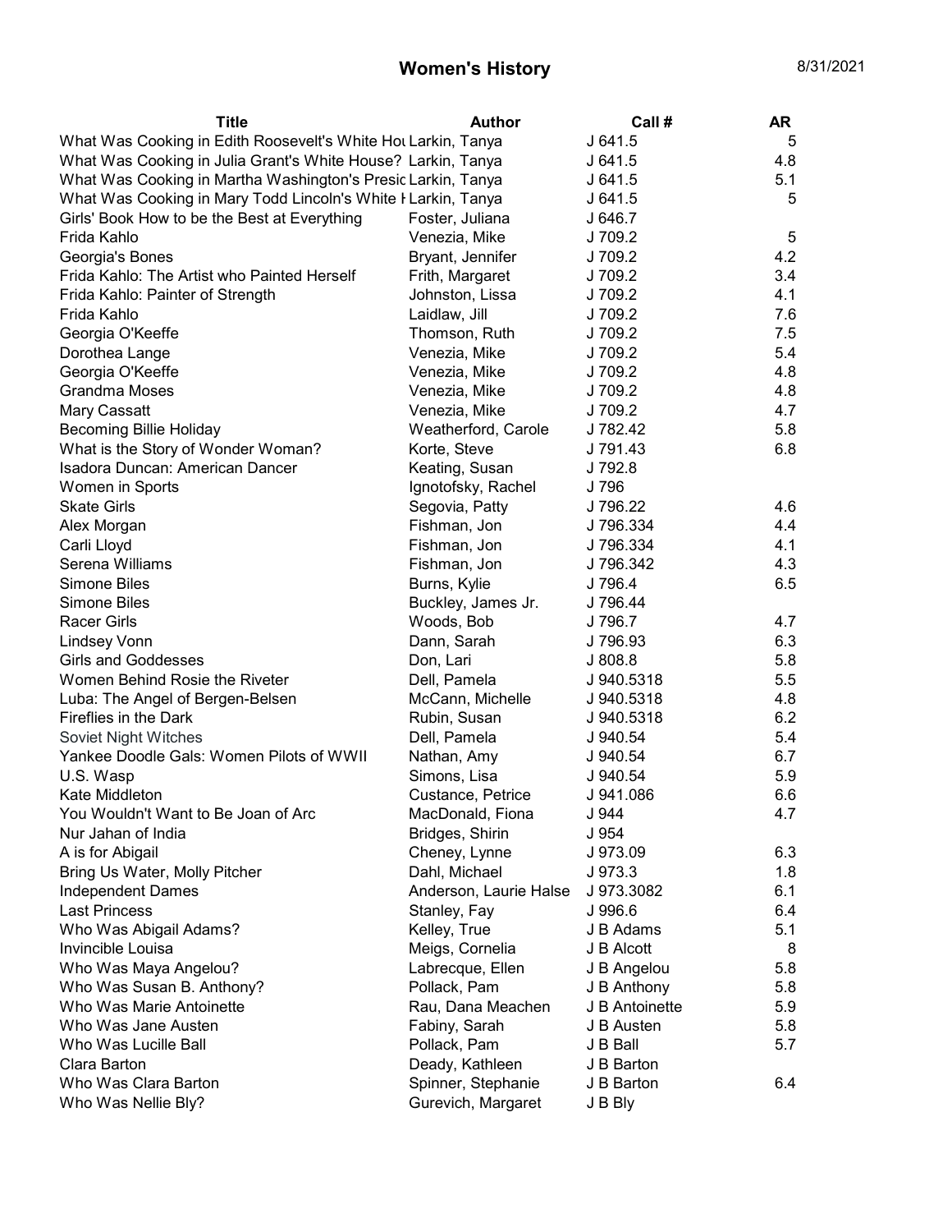# Women's History

8/31/2021

| Title | Author | Call # | AR |
|---|---|---|---|
| What Was Cooking in Edith Roosevelt's White Hou | Larkin, Tanya | J 641.5 | 5 |
| What Was Cooking in Julia Grant's White House? | Larkin, Tanya | J 641.5 | 4.8 |
| What Was Cooking in Martha Washington's Presic | Larkin, Tanya | J 641.5 | 5.1 |
| What Was Cooking in Mary Todd Lincoln's White I | Larkin, Tanya | J 641.5 | 5 |
| Girls' Book How to be the Best at Everything | Foster, Juliana | J 646.7 | |
| Frida Kahlo | Venezia, Mike | J 709.2 | 5 |
| Georgia's Bones | Bryant, Jennifer | J 709.2 | 4.2 |
| Frida Kahlo: The Artist who Painted Herself | Frith, Margaret | J 709.2 | 3.4 |
| Frida Kahlo: Painter of Strength | Johnston, Lissa | J 709.2 | 4.1 |
| Frida Kahlo | Laidlaw, Jill | J 709.2 | 7.6 |
| Georgia O'Keeffe | Thomson, Ruth | J 709.2 | 7.5 |
| Dorothea Lange | Venezia, Mike | J 709.2 | 5.4 |
| Georgia O'Keeffe | Venezia, Mike | J 709.2 | 4.8 |
| Grandma Moses | Venezia, Mike | J 709.2 | 4.8 |
| Mary Cassatt | Venezia, Mike | J 709.2 | 4.7 |
| Becoming Billie Holiday | Weatherford, Carole | J 782.42 | 5.8 |
| What is the Story of Wonder Woman? | Korte, Steve | J 791.43 | 6.8 |
| Isadora Duncan: American Dancer | Keating, Susan | J 792.8 | |
| Women in Sports | Ignotofsky, Rachel | J 796 | |
| Skate Girls | Segovia, Patty | J 796.22 | 4.6 |
| Alex Morgan | Fishman, Jon | J 796.334 | 4.4 |
| Carli Lloyd | Fishman, Jon | J 796.334 | 4.1 |
| Serena Williams | Fishman, Jon | J 796.342 | 4.3 |
| Simone Biles | Burns, Kylie | J 796.4 | 6.5 |
| Simone Biles | Buckley, James Jr. | J 796.44 | |
| Racer Girls | Woods, Bob | J 796.7 | 4.7 |
| Lindsey Vonn | Dann, Sarah | J 796.93 | 6.3 |
| Girls and Goddesses | Don, Lari | J 808.8 | 5.8 |
| Women Behind Rosie the Riveter | Dell, Pamela | J 940.5318 | 5.5 |
| Luba: The Angel of Bergen-Belsen | McCann, Michelle | J 940.5318 | 4.8 |
| Fireflies in the Dark | Rubin, Susan | J 940.5318 | 6.2 |
| Soviet Night Witches | Dell, Pamela | J 940.54 | 5.4 |
| Yankee Doodle Gals: Women Pilots of WWII | Nathan, Amy | J 940.54 | 6.7 |
| U.S. Wasp | Simons, Lisa | J 940.54 | 5.9 |
| Kate Middleton | Custance, Petrice | J 941.086 | 6.6 |
| You Wouldn't Want to Be Joan of Arc | MacDonald, Fiona | J 944 | 4.7 |
| Nur Jahan of India | Bridges, Shirin | J 954 | |
| A is for Abigail | Cheney, Lynne | J 973.09 | 6.3 |
| Bring Us Water, Molly Pitcher | Dahl, Michael | J 973.3 | 1.8 |
| Independent Dames | Anderson, Laurie Halse | J 973.3082 | 6.1 |
| Last Princess | Stanley, Fay | J 996.6 | 6.4 |
| Who Was Abigail Adams? | Kelley, True | J B Adams | 5.1 |
| Invincible Louisa | Meigs, Cornelia | J B Alcott | 8 |
| Who Was Maya Angelou? | Labrecque, Ellen | J B Angelou | 5.8 |
| Who Was Susan B. Anthony? | Pollack, Pam | J B Anthony | 5.8 |
| Who Was Marie Antoinette | Rau, Dana Meachen | J B Antoinette | 5.9 |
| Who Was Jane Austen | Fabiny, Sarah | J B Austen | 5.8 |
| Who Was Lucille Ball | Pollack, Pam | J B Ball | 5.7 |
| Clara Barton | Deady, Kathleen | J B Barton | |
| Who Was Clara Barton | Spinner, Stephanie | J B Barton | 6.4 |
| Who Was Nellie Bly? | Gurevich, Margaret | J B Bly | |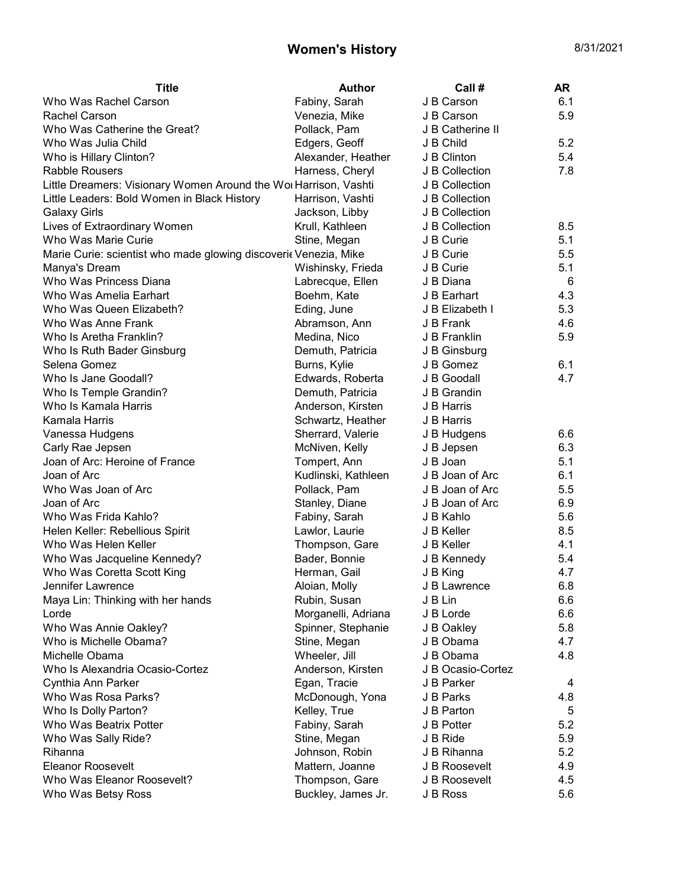# Women's History

8/31/2021

| Title | Author | Call # | AR |
|---|---|---|---|
| Who Was Rachel Carson | Fabiny, Sarah | J B Carson | 6.1 |
| Rachel Carson | Venezia, Mike | J B Carson | 5.9 |
| Who Was Catherine the Great? | Pollack, Pam | J B Catherine II | |
| Who Was Julia Child | Edgers, Geoff | J B Child | 5.2 |
| Who is Hillary Clinton? | Alexander, Heather | J B Clinton | 5.4 |
| Rabble Rousers | Harness, Cheryl | J B Collection | 7.8 |
| Little Dreamers: Visionary Women Around the Wor | Harrison, Vashti | J B Collection | |
| Little Leaders: Bold Women in Black History | Harrison, Vashti | J B Collection | |
| Galaxy Girls | Jackson, Libby | J B Collection | |
| Lives of Extraordinary Women | Krull, Kathleen | J B Collection | 8.5 |
| Who Was Marie Curie | Stine, Megan | J B Curie | 5.1 |
| Marie Curie: scientist who made glowing discoverie | Venezia, Mike | J B Curie | 5.5 |
| Manya's Dream | Wishinsky, Frieda | J B Curie | 5.1 |
| Who Was Princess Diana | Labrecque, Ellen | J B Diana | 6 |
| Who Was Amelia Earhart | Boehm, Kate | J B Earhart | 4.3 |
| Who Was Queen Elizabeth? | Eding, June | J B Elizabeth I | 5.3 |
| Who Was Anne Frank | Abramson, Ann | J B Frank | 4.6 |
| Who Is Aretha Franklin? | Medina, Nico | J B Franklin | 5.9 |
| Who Is Ruth Bader Ginsburg | Demuth, Patricia | J B Ginsburg | |
| Selena Gomez | Burns, Kylie | J B Gomez | 6.1 |
| Who Is Jane Goodall? | Edwards, Roberta | J B Goodall | 4.7 |
| Who Is Temple Grandin? | Demuth, Patricia | J B Grandin | |
| Who Is Kamala Harris | Anderson, Kirsten | J B Harris | |
| Kamala Harris | Schwartz, Heather | J B Harris | |
| Vanessa Hudgens | Sherrard, Valerie | J B Hudgens | 6.6 |
| Carly Rae Jepsen | McNiven, Kelly | J B Jepsen | 6.3 |
| Joan of Arc: Heroine of France | Tompert, Ann | J B Joan | 5.1 |
| Joan of Arc | Kudlinski, Kathleen | J B Joan of Arc | 6.1 |
| Who Was Joan of Arc | Pollack, Pam | J B Joan of Arc | 5.5 |
| Joan of Arc | Stanley, Diane | J B Joan of Arc | 6.9 |
| Who Was Frida Kahlo? | Fabiny, Sarah | J B Kahlo | 5.6 |
| Helen Keller: Rebellious Spirit | Lawlor, Laurie | J B Keller | 8.5 |
| Who Was Helen Keller | Thompson, Gare | J B Keller | 4.1 |
| Who Was Jacqueline Kennedy? | Bader, Bonnie | J B Kennedy | 5.4 |
| Who Was Coretta Scott King | Herman, Gail | J B King | 4.7 |
| Jennifer Lawrence | Aloian, Molly | J B Lawrence | 6.8 |
| Maya Lin: Thinking with her hands | Rubin, Susan | J B Lin | 6.6 |
| Lorde | Morganelli, Adriana | J B Lorde | 6.6 |
| Who Was Annie Oakley? | Spinner, Stephanie | J B Oakley | 5.8 |
| Who is Michelle Obama? | Stine, Megan | J B Obama | 4.7 |
| Michelle Obama | Wheeler, Jill | J B Obama | 4.8 |
| Who Is Alexandria Ocasio-Cortez | Anderson, Kirsten | J B Ocasio-Cortez | |
| Cynthia Ann Parker | Egan, Tracie | J B Parker | 4 |
| Who Was Rosa Parks? | McDonough, Yona | J B Parks | 4.8 |
| Who Is Dolly Parton? | Kelley, True | J B Parton | 5 |
| Who Was Beatrix Potter | Fabiny, Sarah | J B Potter | 5.2 |
| Who Was Sally Ride? | Stine, Megan | J B Ride | 5.9 |
| Rihanna | Johnson, Robin | J B Rihanna | 5.2 |
| Eleanor Roosevelt | Mattern, Joanne | J B Roosevelt | 4.9 |
| Who Was Eleanor Roosevelt? | Thompson, Gare | J B Roosevelt | 4.5 |
| Who Was Betsy Ross | Buckley, James Jr. | J B Ross | 5.6 |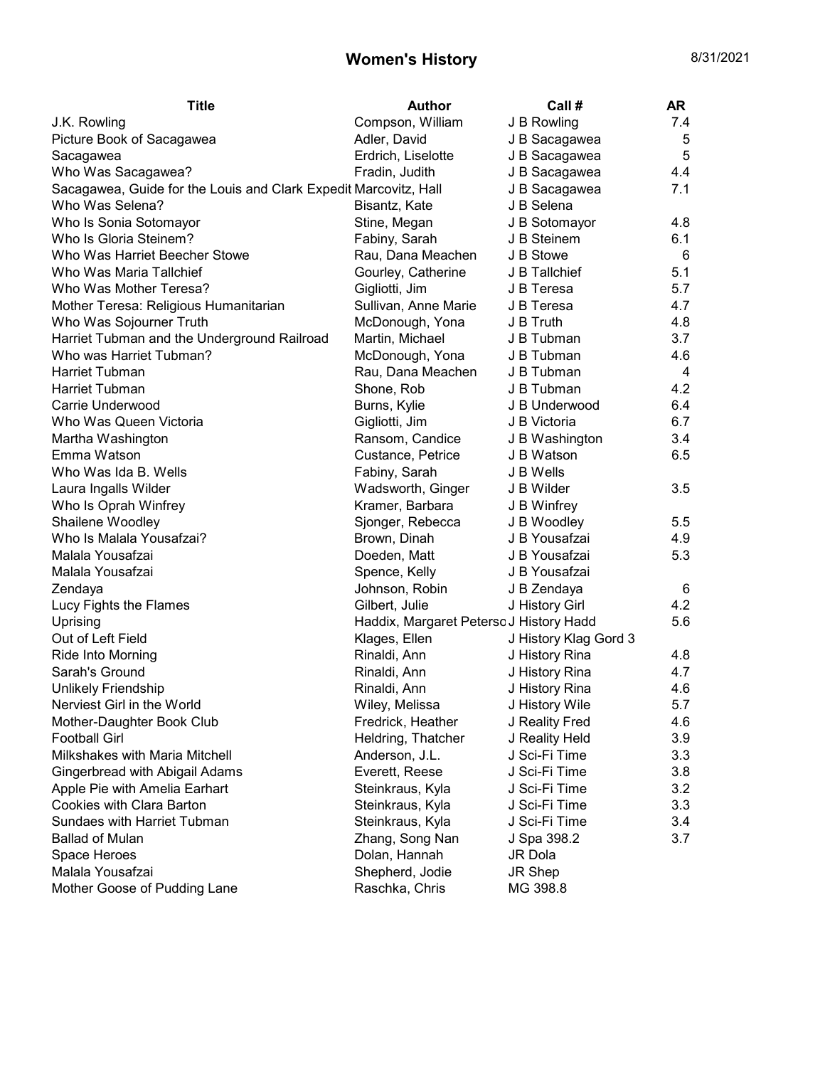## Women's History

8/31/2021

| Title | Author | Call # | AR |
|---|---|---|---|
| J.K. Rowling | Compson, William | J B Rowling | 7.4 |
| Picture Book of Sacagawea | Adler, David | J B Sacagawea | 5 |
| Sacagawea | Erdrich, Liselotte | J B Sacagawea | 5 |
| Who Was Sacagawea? | Fradin, Judith | J B Sacagawea | 4.4 |
| Sacagawea, Guide for the Louis and Clark Expedit | Marcovitz, Hall | J B Sacagawea | 7.1 |
| Who Was Selena? | Bisantz, Kate | J B Selena | |
| Who Is Sonia Sotomayor | Stine, Megan | J B Sotomayor | 4.8 |
| Who Is Gloria Steinem? | Fabiny, Sarah | J B Steinem | 6.1 |
| Who Was Harriet Beecher Stowe | Rau, Dana Meachen | J B Stowe | 6 |
| Who Was Maria Tallchief | Gourley, Catherine | J B Tallchief | 5.1 |
| Who Was Mother Teresa? | Gigliotti, Jim | J B Teresa | 5.7 |
| Mother Teresa: Religious Humanitarian | Sullivan, Anne Marie | J B Teresa | 4.7 |
| Who Was Sojourner Truth | McDonough, Yona | J B Truth | 4.8 |
| Harriet Tubman and the Underground Railroad | Martin, Michael | J B Tubman | 3.7 |
| Who was Harriet Tubman? | McDonough, Yona | J B Tubman | 4.6 |
| Harriet Tubman | Rau, Dana Meachen | J B Tubman | 4 |
| Harriet Tubman | Shone, Rob | J B Tubman | 4.2 |
| Carrie Underwood | Burns, Kylie | J B Underwood | 6.4 |
| Who Was Queen Victoria | Gigliotti, Jim | J B Victoria | 6.7 |
| Martha Washington | Ransom, Candice | J B Washington | 3.4 |
| Emma Watson | Custance, Petrice | J B Watson | 6.5 |
| Who Was Ida B. Wells | Fabiny, Sarah | J B Wells | |
| Laura Ingalls Wilder | Wadsworth, Ginger | J B Wilder | 3.5 |
| Who Is Oprah Winfrey | Kramer, Barbara | J B Winfrey | |
| Shailene Woodley | Sjonger, Rebecca | J B Woodley | 5.5 |
| Who Is Malala Yousafzai? | Brown, Dinah | J B Yousafzai | 4.9 |
| Malala Yousafzai | Doeden, Matt | J B Yousafzai | 5.3 |
| Malala Yousafzai | Spence, Kelly | J B Yousafzai | |
| Zendaya | Johnson, Robin | J B Zendaya | 6 |
| Lucy Fights the Flames | Gilbert, Julie | J History Girl | 4.2 |
| Uprising | Haddix, Margaret Peterso | J History Hadd | 5.6 |
| Out of Left Field | Klages, Ellen | J History Klag Gord 3 | |
| Ride Into Morning | Rinaldi, Ann | J History Rina | 4.8 |
| Sarah's Ground | Rinaldi, Ann | J History Rina | 4.7 |
| Unlikely Friendship | Rinaldi, Ann | J History Rina | 4.6 |
| Nerviest Girl in the World | Wiley, Melissa | J History Wile | 5.7 |
| Mother-Daughter Book Club | Fredrick, Heather | J Reality Fred | 4.6 |
| Football Girl | Heldring, Thatcher | J Reality Held | 3.9 |
| Milkshakes with Maria Mitchell | Anderson, J.L. | J Sci-Fi Time | 3.3 |
| Gingerbread with Abigail Adams | Everett, Reese | J Sci-Fi Time | 3.8 |
| Apple Pie with Amelia Earhart | Steinkraus, Kyla | J Sci-Fi Time | 3.2 |
| Cookies with Clara Barton | Steinkraus, Kyla | J Sci-Fi Time | 3.3 |
| Sundaes with Harriet Tubman | Steinkraus, Kyla | J Sci-Fi Time | 3.4 |
| Ballad of Mulan | Zhang, Song Nan | J Spa 398.2 | 3.7 |
| Space Heroes | Dolan, Hannah | JR Dola | |
| Malala Yousafzai | Shepherd, Jodie | JR Shep | |
| Mother Goose of Pudding Lane | Raschka, Chris | MG 398.8 | |